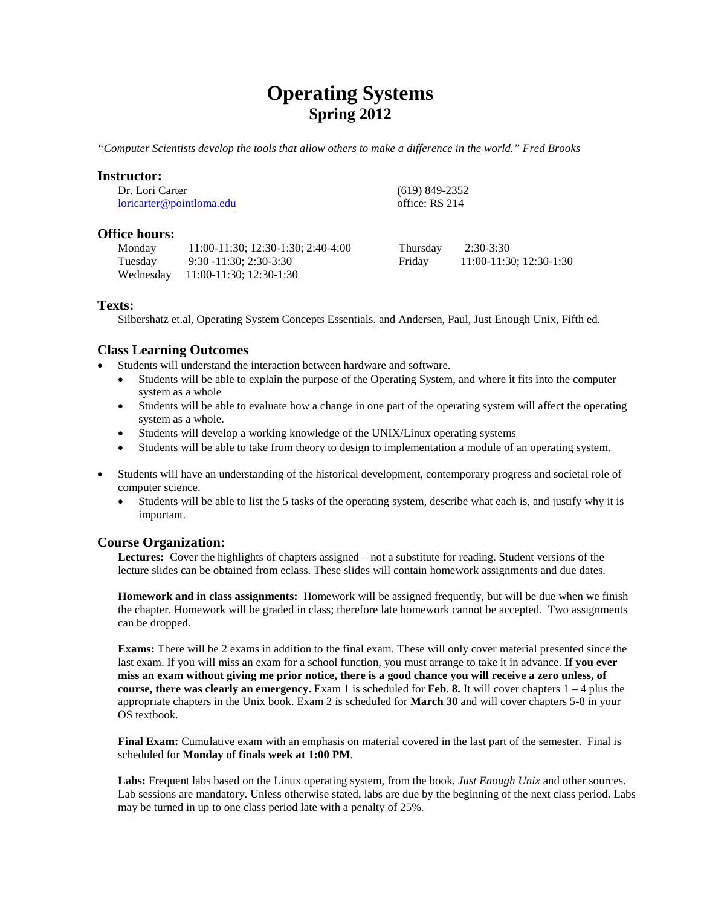# Operating Systems
## Spring 2012

*"Computer Scientists develop the tools that allow others to make a difference in the world." Fred Brooks*

### Instructor:

Dr. Lori Carter
loricarter@pointloma.edu

(619) 849-2352
office: RS 214

### Office hours:

| | |
|---|---|
| Monday | 11:00-11:30; 12:30-1:30; 2:40-4:00 |
| Tuesday | 9:30 -11:30; 2:30-3:30 |
| Wednesday | 11:00-11:30; 12:30-1:30 |
| Thursday | 2:30-3:30 |
| Friday | 11:00-11:30; 12:30-1:30 |

### Texts:

Silbershatz et.al, Operating System Concepts Essentials. and Andersen, Paul, Just Enough Unix, Fifth ed.

### Class Learning Outcomes

- Students will understand the interaction between hardware and software.
  - Students will be able to explain the purpose of the Operating System, and where it fits into the computer system as a whole
  - Students will be able to evaluate how a change in one part of the operating system will affect the operating system as a whole.
  - Students will develop a working knowledge of the UNIX/Linux operating systems
  - Students will be able to take from theory to design to implementation a module of an operating system.
- Students will have an understanding of the historical development, contemporary progress and societal role of computer science.
  - Students will be able to list the 5 tasks of the operating system, describe what each is, and justify why it is important.

### Course Organization:

**Lectures:** Cover the highlights of chapters assigned – not a substitute for reading. Student versions of the lecture slides can be obtained from eclass. These slides will contain homework assignments and due dates.

**Homework and in class assignments:** Homework will be assigned frequently, but will be due when we finish the chapter. Homework will be graded in class; therefore late homework cannot be accepted. Two assignments can be dropped.

**Exams:** There will be 2 exams in addition to the final exam. These will only cover material presented since the last exam. If you will miss an exam for a school function, you must arrange to take it in advance. **If you ever miss an exam without giving me prior notice, there is a good chance you will receive a zero unless, of course, there was clearly an emergency.** Exam 1 is scheduled for **Feb. 8.** It will cover chapters 1 – 4 plus the appropriate chapters in the Unix book. Exam 2 is scheduled for **March 30** and will cover chapters 5-8 in your OS textbook.

**Final Exam:** Cumulative exam with an emphasis on material covered in the last part of the semester. Final is scheduled for **Monday of finals week at 1:00 PM**.

**Labs:** Frequent labs based on the Linux operating system, from the book, *Just Enough Unix* and other sources. Lab sessions are mandatory. Unless otherwise stated, labs are due by the beginning of the next class period. Labs may be turned in up to one class period late with a penalty of 25%.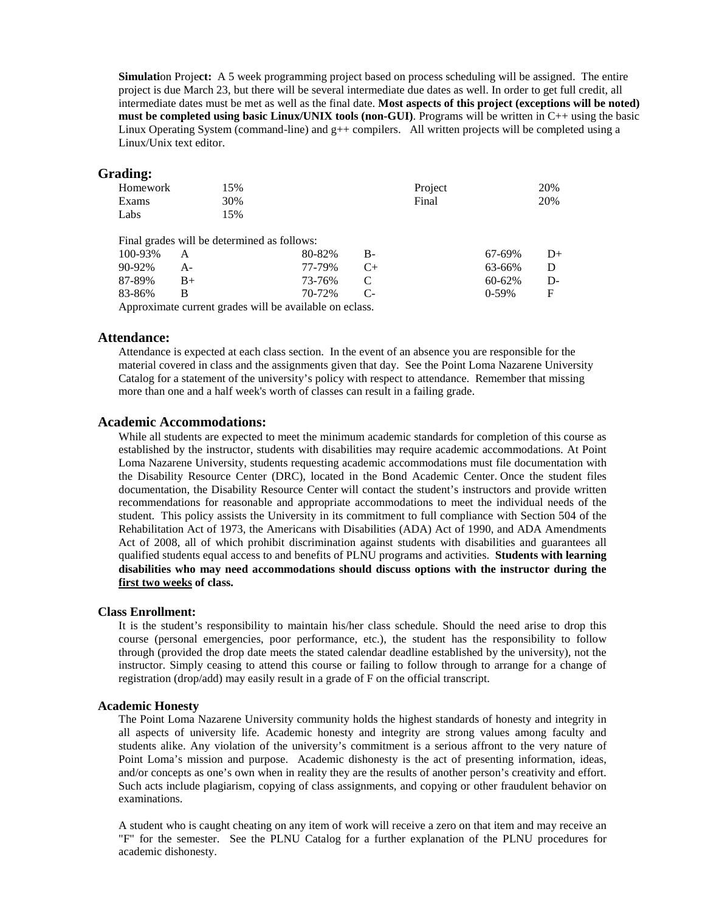**Simulation Project:** A 5 week programming project based on process scheduling will be assigned. The entire project is due March 23, but there will be several intermediate due dates as well. In order to get full credit, all intermediate dates must be met as well as the final date. **Most aspects of this project (exceptions will be noted) must be completed using basic Linux/UNIX tools (non-GUI)**. Programs will be written in C++ using the basic Linux Operating System (command-line) and g++ compilers. All written projects will be completed using a Linux/Unix text editor.

## Grading:

| | | | |
|---|---|---|---|
| Homework | 15% | Project | 20% |
| Exams | 30% | Final | 20% |
| Labs | 15% | | |

Final grades will be determined as follows:

| | | | | | |
|---|---|---|---|---|---|
| 100-93% | A | 80-82% | B- | 67-69% | D+ |
| 90-92% | A- | 77-79% | C+ | 63-66% | D |
| 87-89% | B+ | 73-76% | C | 60-62% | D- |
| 83-86% | B | 70-72% | C- | 0-59% | F |

Approximate current grades will be available on eclass.

## Attendance:

Attendance is expected at each class section. In the event of an absence you are responsible for the material covered in class and the assignments given that day. See the Point Loma Nazarene University Catalog for a statement of the university's policy with respect to attendance. Remember that missing more than one and a half week's worth of classes can result in a failing grade.

## Academic Accommodations:

While all students are expected to meet the minimum academic standards for completion of this course as established by the instructor, students with disabilities may require academic accommodations. At Point Loma Nazarene University, students requesting academic accommodations must file documentation with the Disability Resource Center (DRC), located in the Bond Academic Center. Once the student files documentation, the Disability Resource Center will contact the student's instructors and provide written recommendations for reasonable and appropriate accommodations to meet the individual needs of the student. This policy assists the University in its commitment to full compliance with Section 504 of the Rehabilitation Act of 1973, the Americans with Disabilities (ADA) Act of 1990, and ADA Amendments Act of 2008, all of which prohibit discrimination against students with disabilities and guarantees all qualified students equal access to and benefits of PLNU programs and activities. **Students with learning disabilities who may need accommodations should discuss options with the instructor during the <u>first two weeks</u> of class.**

### Class Enrollment:

It is the student's responsibility to maintain his/her class schedule. Should the need arise to drop this course (personal emergencies, poor performance, etc.), the student has the responsibility to follow through (provided the drop date meets the stated calendar deadline established by the university), not the instructor. Simply ceasing to attend this course or failing to follow through to arrange for a change of registration (drop/add) may easily result in a grade of F on the official transcript.

### Academic Honesty

The Point Loma Nazarene University community holds the highest standards of honesty and integrity in all aspects of university life. Academic honesty and integrity are strong values among faculty and students alike. Any violation of the university's commitment is a serious affront to the very nature of Point Loma's mission and purpose. Academic dishonesty is the act of presenting information, ideas, and/or concepts as one's own when in reality they are the results of another person's creativity and effort. Such acts include plagiarism, copying of class assignments, and copying or other fraudulent behavior on examinations.

A student who is caught cheating on any item of work will receive a zero on that item and may receive an "F" for the semester. See the PLNU Catalog for a further explanation of the PLNU procedures for academic dishonesty.